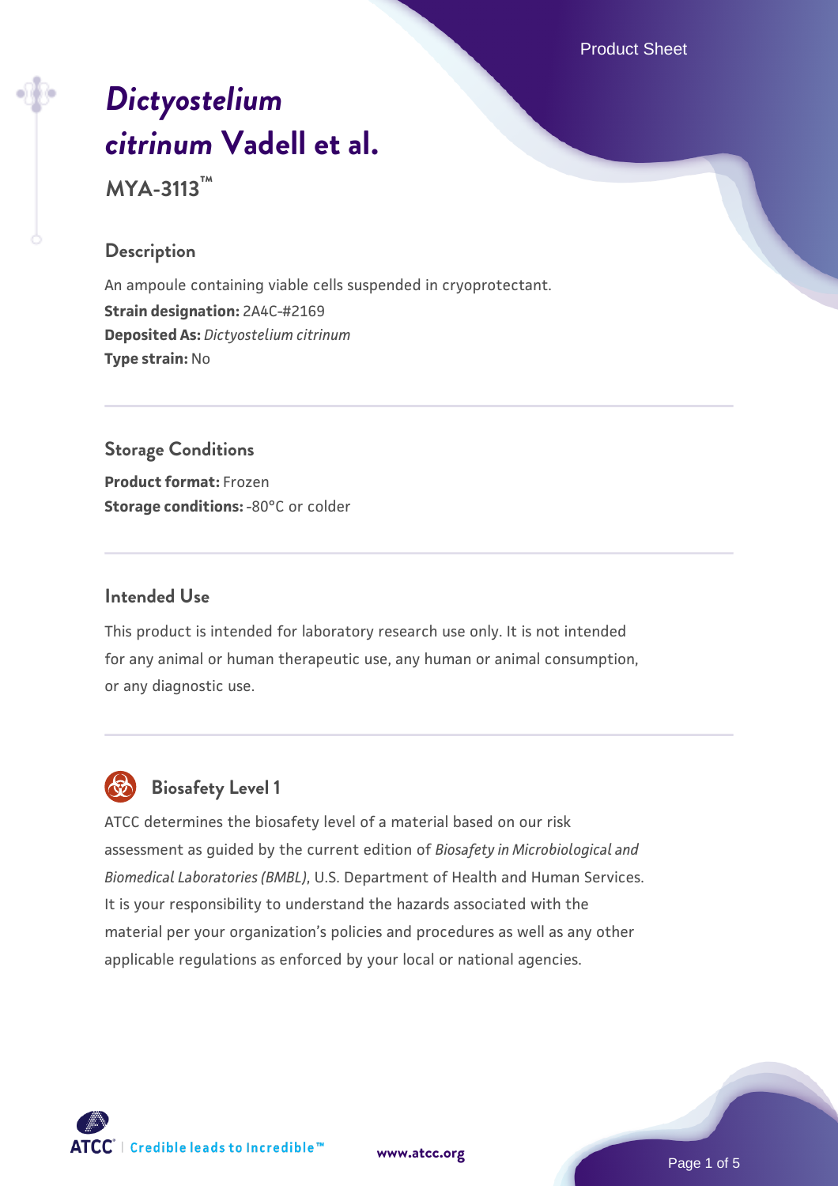# *Dictyostelium citrinum* Vadell et al.

**MYA-3113™**

## Description

An ampoule containing viable cells suspended in cryoprotectant.
**Strain designation:** 2A4C-#2169
**Deposited As:** *Dictyostelium citrinum*
**Type strain:** No

## Storage Conditions

**Product format:** Frozen
**Storage conditions:** -80°C or colder

## Intended Use

This product is intended for laboratory research use only. It is not intended for any animal or human therapeutic use, any human or animal consumption, or any diagnostic use.

## Biosafety Level 1

ATCC determines the biosafety level of a material based on our risk assessment as guided by the current edition of *Biosafety in Microbiological and Biomedical Laboratories (BMBL)*, U.S. Department of Health and Human Services. It is your responsibility to understand the hazards associated with the material per your organization's policies and procedures as well as any other applicable regulations as enforced by your local or national agencies.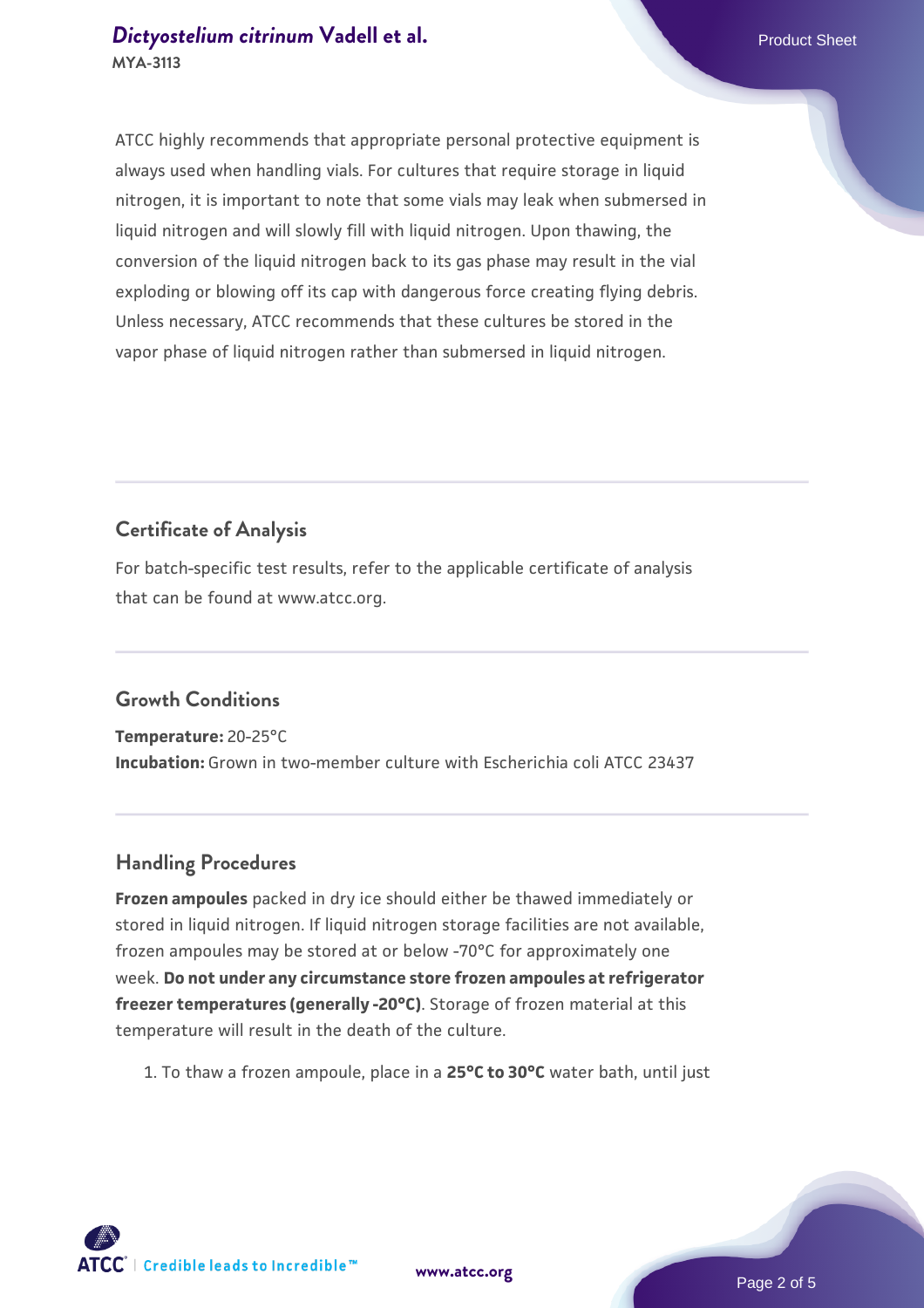ATCC highly recommends that appropriate personal protective equipment is always used when handling vials. For cultures that require storage in liquid nitrogen, it is important to note that some vials may leak when submersed in liquid nitrogen and will slowly fill with liquid nitrogen. Upon thawing, the conversion of the liquid nitrogen back to its gas phase may result in the vial exploding or blowing off its cap with dangerous force creating flying debris. Unless necessary, ATCC recommends that these cultures be stored in the vapor phase of liquid nitrogen rather than submersed in liquid nitrogen.

## Certificate of Analysis

For batch-specific test results, refer to the applicable certificate of analysis that can be found at www.atcc.org.

## Growth Conditions

**Temperature:** 20-25°C
**Incubation:** Grown in two-member culture with Escherichia coli ATCC 23437

## Handling Procedures

**Frozen ampoules** packed in dry ice should either be thawed immediately or stored in liquid nitrogen. If liquid nitrogen storage facilities are not available, frozen ampoules may be stored at or below -70°C for approximately one week. **Do not under any circumstance store frozen ampoules at refrigerator freezer temperatures (generally -20°C)**. Storage of frozen material at this temperature will result in the death of the culture.

1. To thaw a frozen ampoule, place in a **25°C to 30°C** water bath, until just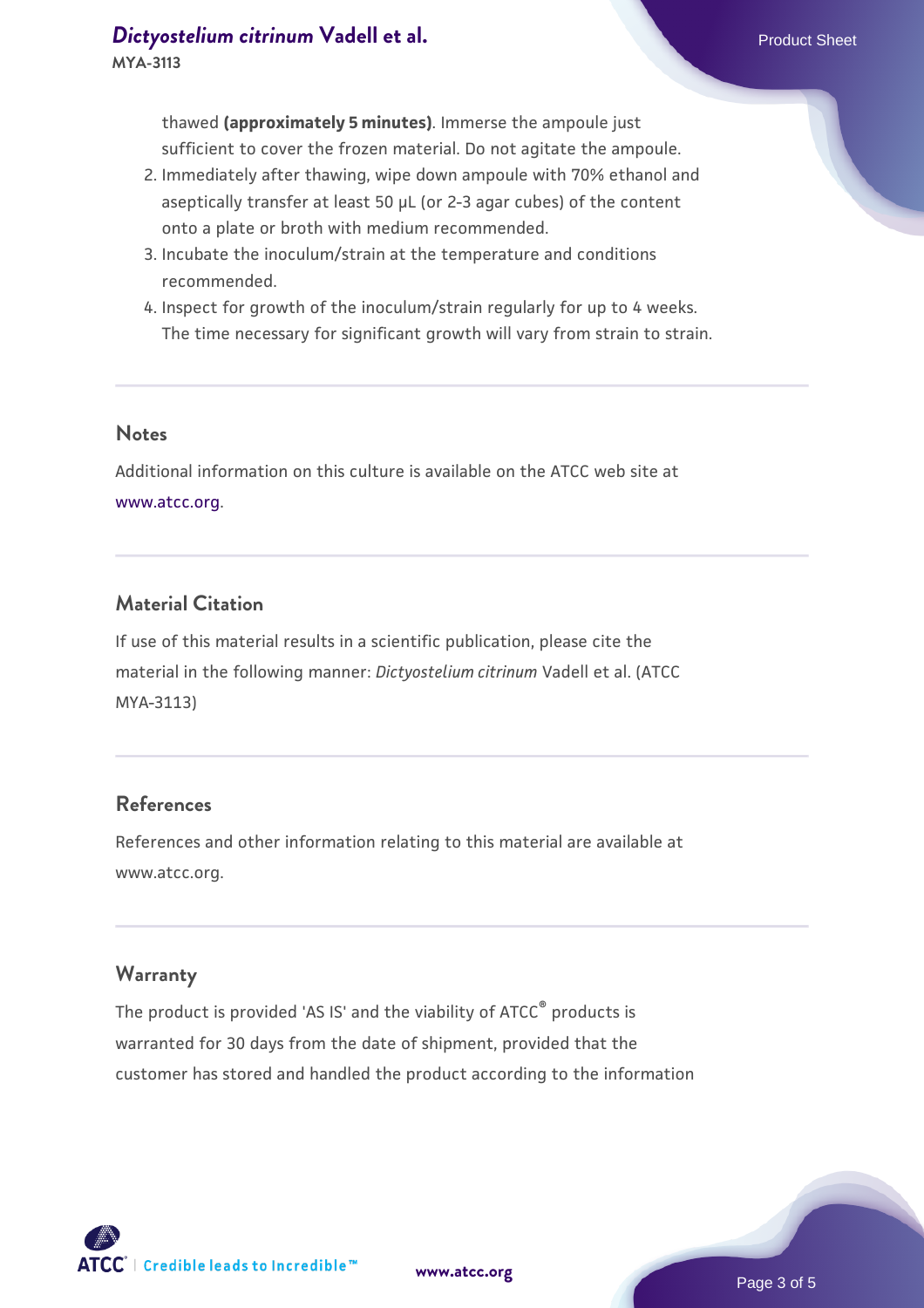thawed **(approximately 5 minutes)**. Immerse the ampoule just sufficient to cover the frozen material. Do not agitate the ampoule.

2. Immediately after thawing, wipe down ampoule with 70% ethanol and aseptically transfer at least 50 µL (or 2-3 agar cubes) of the content onto a plate or broth with medium recommended.
3. Incubate the inoculum/strain at the temperature and conditions recommended.
4. Inspect for growth of the inoculum/strain regularly for up to 4 weeks. The time necessary for significant growth will vary from strain to strain.

## Notes

Additional information on this culture is available on the ATCC web site at www.atcc.org.

## Material Citation

If use of this material results in a scientific publication, please cite the material in the following manner: *Dictyostelium citrinum* Vadell et al. (ATCC MYA-3113)

## References

References and other information relating to this material are available at www.atcc.org.

## Warranty

The product is provided 'AS IS' and the viability of ATCC® products is warranted for 30 days from the date of shipment, provided that the customer has stored and handled the product according to the information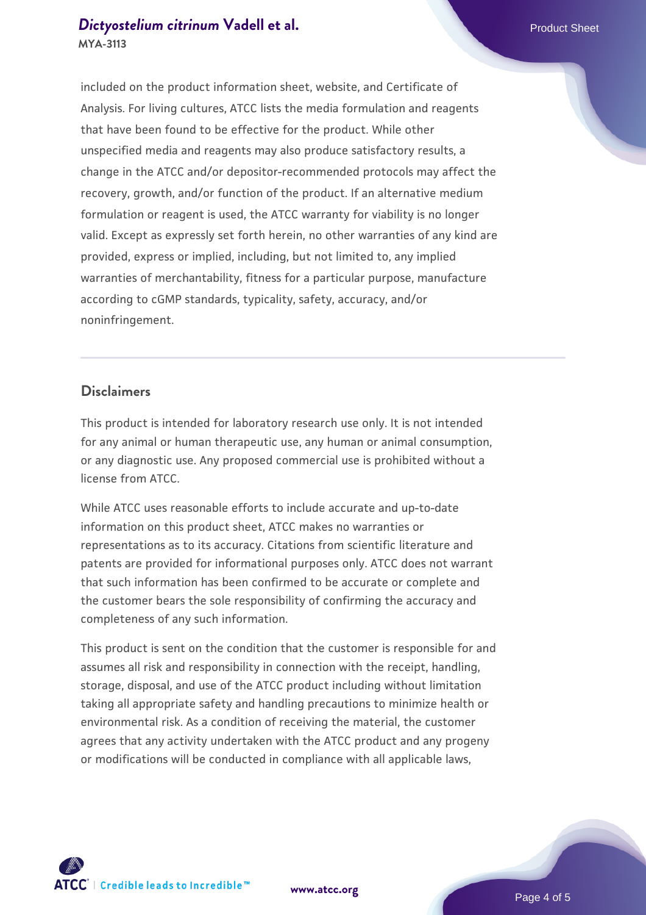included on the product information sheet, website, and Certificate of Analysis. For living cultures, ATCC lists the media formulation and reagents that have been found to be effective for the product. While other unspecified media and reagents may also produce satisfactory results, a change in the ATCC and/or depositor-recommended protocols may affect the recovery, growth, and/or function of the product. If an alternative medium formulation or reagent is used, the ATCC warranty for viability is no longer valid. Except as expressly set forth herein, no other warranties of any kind are provided, express or implied, including, but not limited to, any implied warranties of merchantability, fitness for a particular purpose, manufacture according to cGMP standards, typicality, safety, accuracy, and/or noninfringement.

## Disclaimers

This product is intended for laboratory research use only. It is not intended for any animal or human therapeutic use, any human or animal consumption, or any diagnostic use. Any proposed commercial use is prohibited without a license from ATCC.

While ATCC uses reasonable efforts to include accurate and up-to-date information on this product sheet, ATCC makes no warranties or representations as to its accuracy. Citations from scientific literature and patents are provided for informational purposes only. ATCC does not warrant that such information has been confirmed to be accurate or complete and the customer bears the sole responsibility of confirming the accuracy and completeness of any such information.

This product is sent on the condition that the customer is responsible for and assumes all risk and responsibility in connection with the receipt, handling, storage, disposal, and use of the ATCC product including without limitation taking all appropriate safety and handling precautions to minimize health or environmental risk. As a condition of receiving the material, the customer agrees that any activity undertaken with the ATCC product and any progeny or modifications will be conducted in compliance with all applicable laws,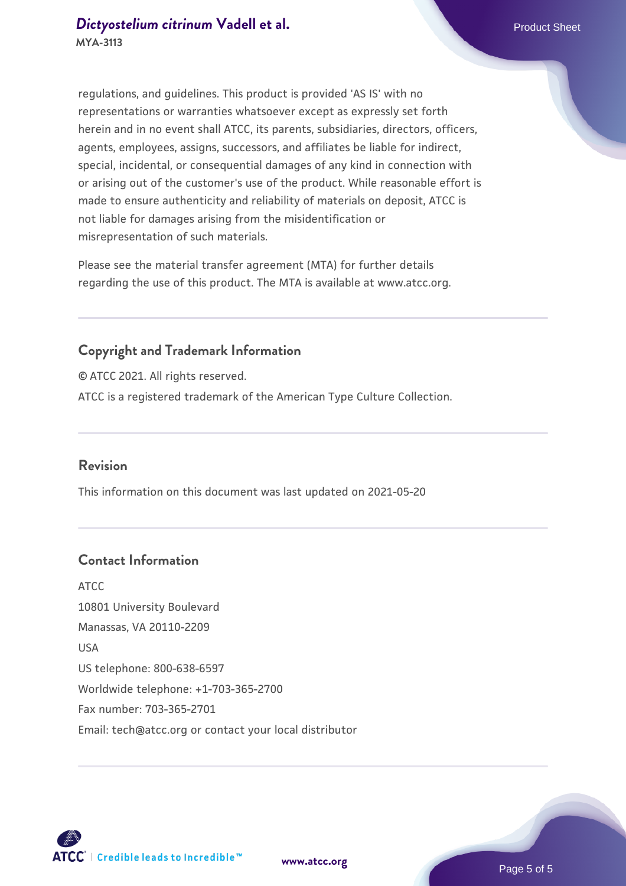regulations, and guidelines. This product is provided 'AS IS' with no representations or warranties whatsoever except as expressly set forth herein and in no event shall ATCC, its parents, subsidiaries, directors, officers, agents, employees, assigns, successors, and affiliates be liable for indirect, special, incidental, or consequential damages of any kind in connection with or arising out of the customer's use of the product. While reasonable effort is made to ensure authenticity and reliability of materials on deposit, ATCC is not liable for damages arising from the misidentification or misrepresentation of such materials.

Please see the material transfer agreement (MTA) for further details regarding the use of this product. The MTA is available at www.atcc.org.

## Copyright and Trademark Information

© ATCC 2021. All rights reserved.

ATCC is a registered trademark of the American Type Culture Collection.

## Revision

This information on this document was last updated on 2021-05-20

## Contact Information

ATCC
10801 University Boulevard
Manassas, VA 20110-2209
USA
US telephone: 800-638-6597
Worldwide telephone: +1-703-365-2700
Fax number: 703-365-2701
Email: tech@atcc.org or contact your local distributor